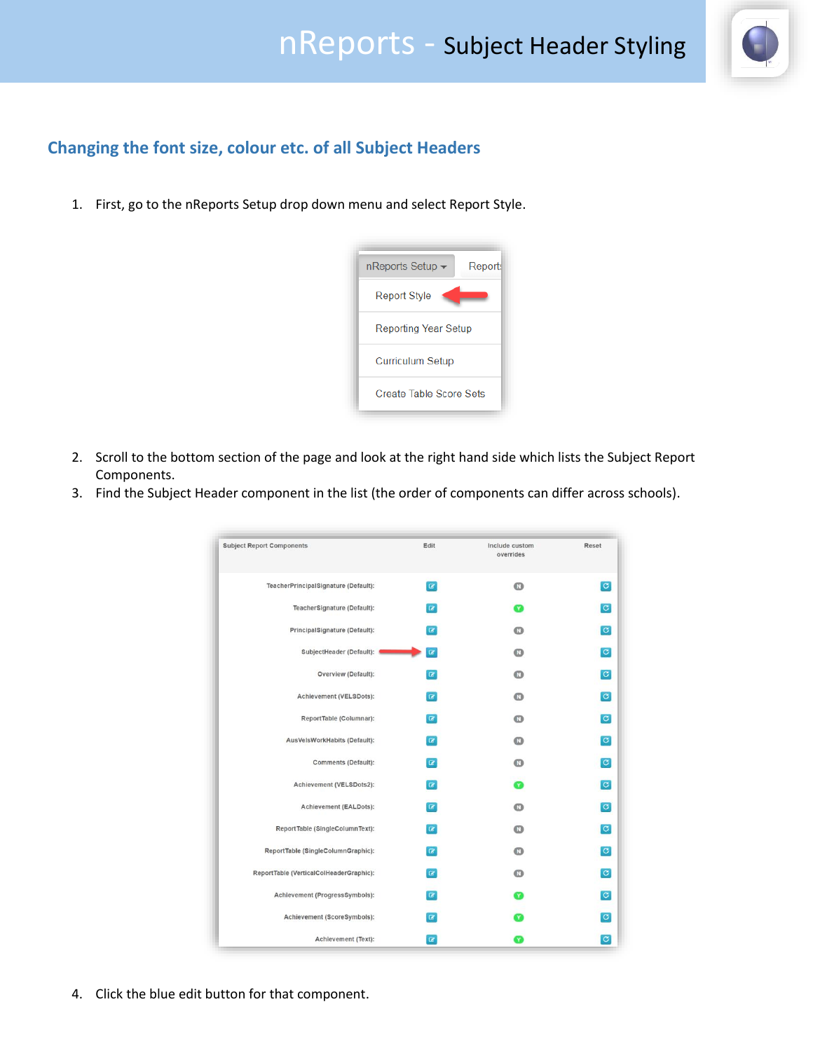# nReports - Subject Header Styling

## Changing the font size, colour etc. of all Subject Headers

1. First, go to the nReports Setup drop down menu and select Report Style.

2. Scroll to the bottom section of the page and look at the right hand side which lists the Subject Report Components.
3. Find the Subject Header component in the list (the order of components can differ across schools).

4. Click the blue edit button for that component.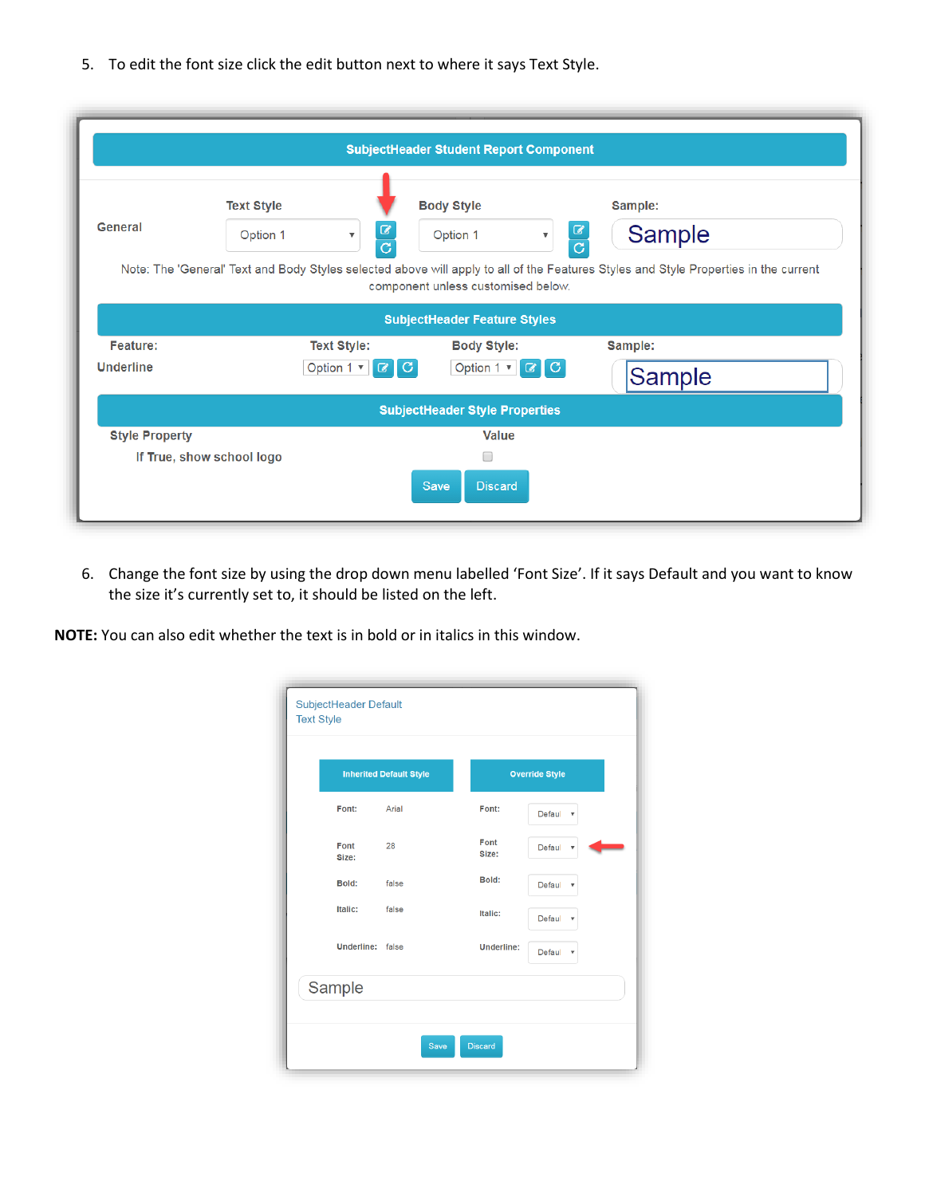5. To edit the font size click the edit button next to where it says Text Style.

6. Change the font size by using the drop down menu labelled 'Font Size'. If it says Default and you want to know the size it's currently set to, it should be listed on the left.

**NOTE:** You can also edit whether the text is in bold or in italics in this window.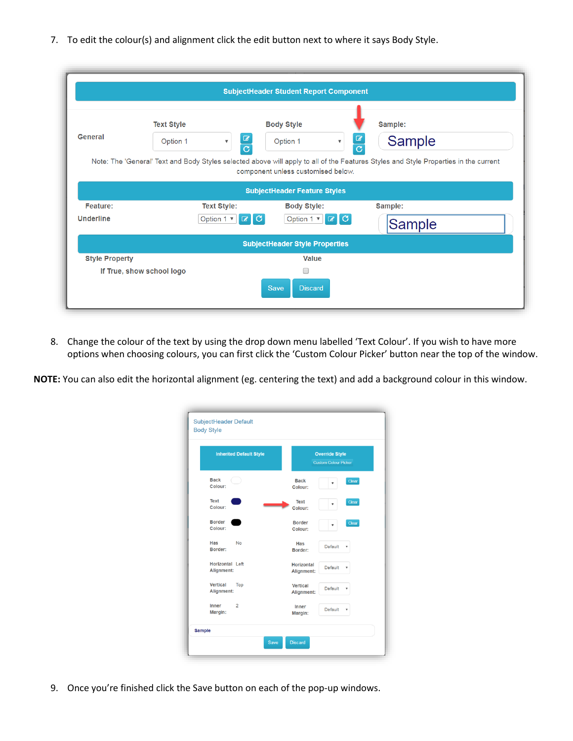7. To edit the colour(s) and alignment click the edit button next to where it says Body Style.

8. Change the colour of the text by using the drop down menu labelled 'Text Colour'. If you wish to have more options when choosing colours, you can first click the 'Custom Colour Picker' button near the top of the window.

**NOTE:** You can also edit the horizontal alignment (eg. centering the text) and add a background colour in this window.

9. Once you're finished click the Save button on each of the pop-up windows.